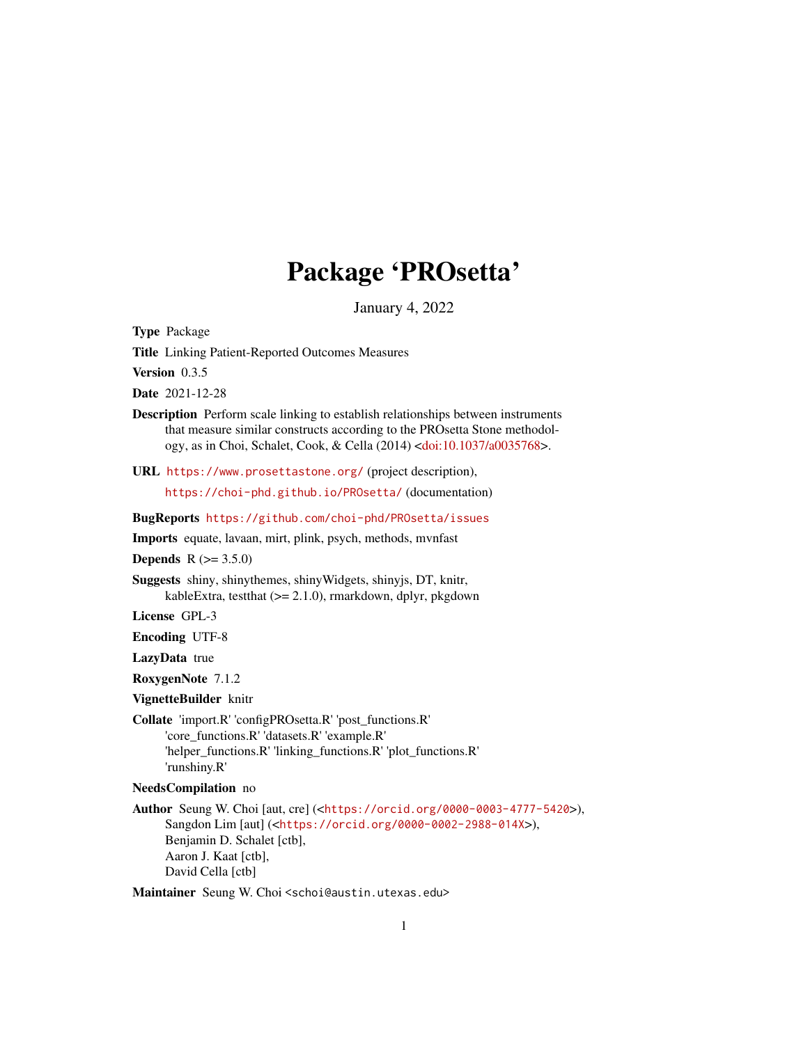# Package 'PROsetta'

January 4, 2022

**Type** Package

**Title** Linking Patient-Reported Outcomes Measures

**Version** 0.3.5

**Date** 2021-12-28

**Description** Perform scale linking to establish relationships between instruments that measure similar constructs according to the PROsetta Stone methodology, as in Choi, Schalet, Cook, & Cella (2014) <doi:10.1037/a0035768>.

**URL** https://www.prosettastone.org/ (project description),
https://choi-phd.github.io/PROsetta/ (documentation)

**BugReports** https://github.com/choi-phd/PROsetta/issues

**Imports** equate, lavaan, mirt, plink, psych, methods, mvnfast

**Depends** R (>= 3.5.0)

**Suggests** shiny, shinythemes, shinyWidgets, shinyjs, DT, knitr, kableExtra, testthat (>= 2.1.0), rmarkdown, dplyr, pkgdown

**License** GPL-3

**Encoding** UTF-8

**LazyData** true

**RoxygenNote** 7.1.2

**VignetteBuilder** knitr

**Collate** 'import.R' 'configPROsetta.R' 'post_functions.R' 'core_functions.R' 'datasets.R' 'example.R' 'helper_functions.R' 'linking_functions.R' 'plot_functions.R' 'runshiny.R'

**NeedsCompilation** no

**Author** Seung W. Choi [aut, cre] (<https://orcid.org/0000-0003-4777-5420>),
Sangdon Lim [aut] (<https://orcid.org/0000-0002-2988-014X>),
Benjamin D. Schalet [ctb],
Aaron J. Kaat [ctb],
David Cella [ctb]

**Maintainer** Seung W. Choi <schoi@austin.utexas.edu>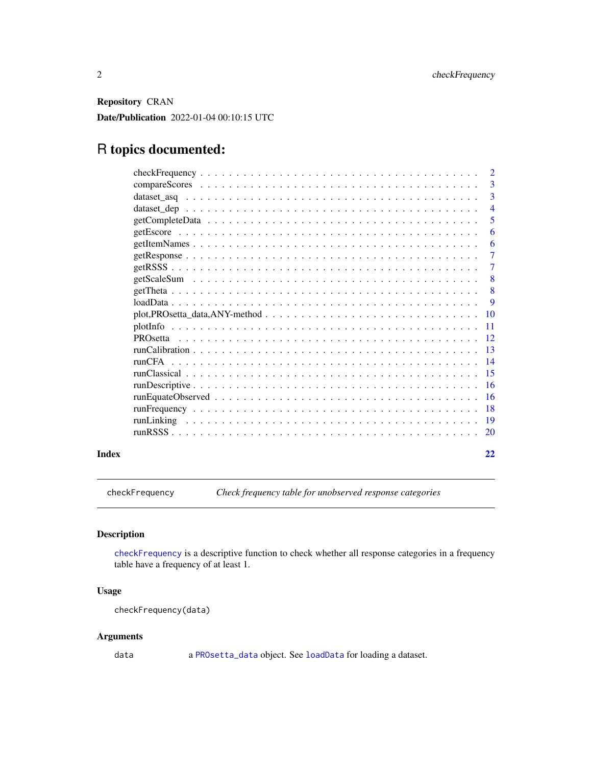**Repository** CRAN

**Date/Publication** 2022-01-04 00:10:15 UTC

# R topics documented:

- checkFrequency . . . . . . . . . . . . . . . . . . . . . . . . . . . . . . . . . . . . 2
- compareScores . . . . . . . . . . . . . . . . . . . . . . . . . . . . . . . . . . . . 3
- dataset_asq . . . . . . . . . . . . . . . . . . . . . . . . . . . . . . . . . . . . 3
- dataset_dep . . . . . . . . . . . . . . . . . . . . . . . . . . . . . . . . . . . . 4
- getCompleteData . . . . . . . . . . . . . . . . . . . . . . . . . . . . . . . . . . . . 5
- getEscore . . . . . . . . . . . . . . . . . . . . . . . . . . . . . . . . . . . . 6
- getItemNames . . . . . . . . . . . . . . . . . . . . . . . . . . . . . . . . . . . . 6
- getResponse . . . . . . . . . . . . . . . . . . . . . . . . . . . . . . . . . . . . 7
- getRSSS . . . . . . . . . . . . . . . . . . . . . . . . . . . . . . . . . . . . 7
- getScaleSum . . . . . . . . . . . . . . . . . . . . . . . . . . . . . . . . . . . . 8
- getTheta . . . . . . . . . . . . . . . . . . . . . . . . . . . . . . . . . . . . 8
- loadData . . . . . . . . . . . . . . . . . . . . . . . . . . . . . . . . . . . . 9
- plot,PROsetta_data,ANY-method . . . . . . . . . . . . . . . . . . . . . . . . . . . . . . . . . . . . 10
- plotInfo . . . . . . . . . . . . . . . . . . . . . . . . . . . . . . . . . . . . 11
- PROsetta . . . . . . . . . . . . . . . . . . . . . . . . . . . . . . . . . . . . 12
- runCalibration . . . . . . . . . . . . . . . . . . . . . . . . . . . . . . . . . . . . 13
- runCFA . . . . . . . . . . . . . . . . . . . . . . . . . . . . . . . . . . . . 14
- runClassical . . . . . . . . . . . . . . . . . . . . . . . . . . . . . . . . . . . . 15
- runDescriptive . . . . . . . . . . . . . . . . . . . . . . . . . . . . . . . . . . . . 16
- runEquateObserved . . . . . . . . . . . . . . . . . . . . . . . . . . . . . . . . . . . . 16
- runFrequency . . . . . . . . . . . . . . . . . . . . . . . . . . . . . . . . . . . . 18
- runLinking . . . . . . . . . . . . . . . . . . . . . . . . . . . . . . . . . . . . 19
- runRSSS . . . . . . . . . . . . . . . . . . . . . . . . . . . . . . . . . . . . 20

**Index** 22

---

`checkFrequency` *Check frequency table for unobserved response categories*

---

### Description

`checkFrequency` is a descriptive function to check whether all response categories in a frequency table have a frequency of at least 1.

### Usage

```
checkFrequency(data)
```

### Arguments

| | |
|---|---|
| `data` | a `PROsetta_data` object. See `loadData` for loading a dataset. |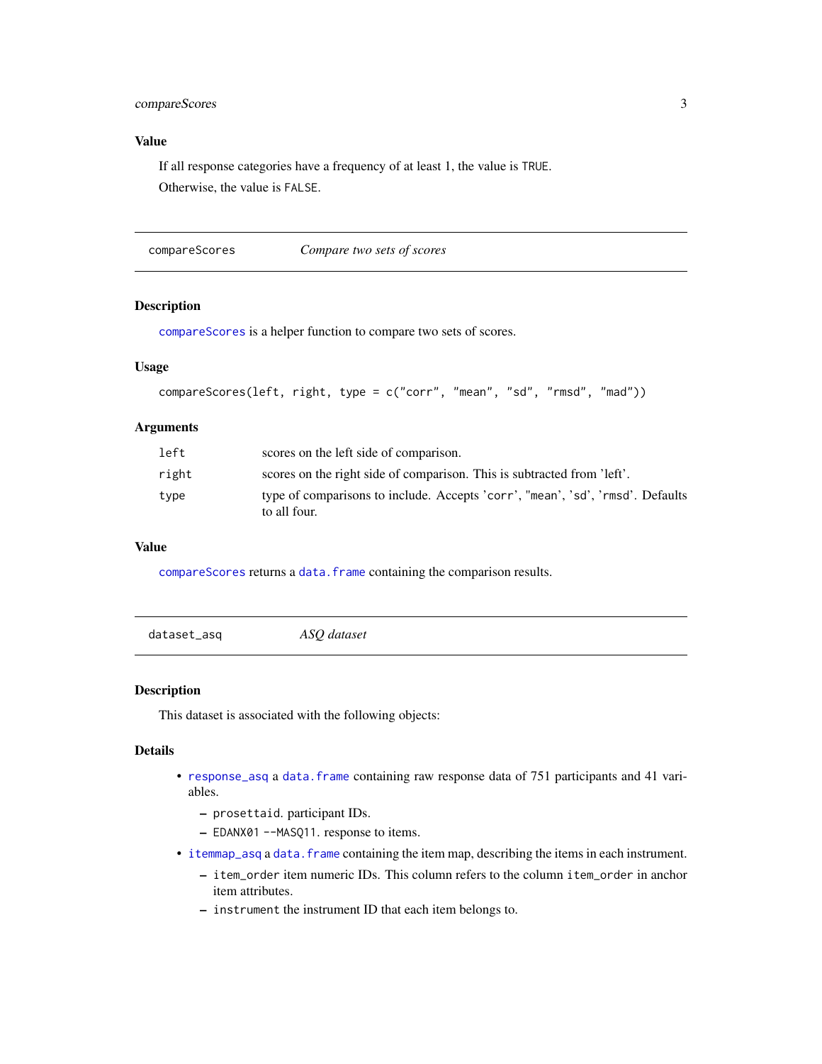### Value

If all response categories have a frequency of at least 1, the value is `TRUE`.

Otherwise, the value is `FALSE`.

---

## compareScores *Compare two sets of scores*

---

### Description

`compareScores` is a helper function to compare two sets of scores.

### Usage

```
compareScores(left, right, type = c("corr", "mean", "sd", "rmsd", "mad"))
```

### Arguments

| | |
|---|---|
| `left` | scores on the left side of comparison. |
| `right` | scores on the right side of comparison. This is subtracted from 'left'. |
| `type` | type of comparisons to include. Accepts 'corr', 'mean', 'sd', 'rmsd'. Defaults to all four. |

### Value

`compareScores` returns a `data.frame` containing the comparison results.

---

## dataset_asq *ASQ dataset*

---

### Description

This dataset is associated with the following objects:

### Details

- `response_asq` a `data.frame` containing raw response data of 751 participants and 41 variables.
  - `prosettaid`. participant IDs.
  - `EDANX01` -`-MASQ11`. response to items.
- `itemmap_asq` a `data.frame` containing the item map, describing the items in each instrument.
  - `item_order` item numeric IDs. This column refers to the column `item_order` in anchor item attributes.
  - `instrument` the instrument ID that each item belongs to.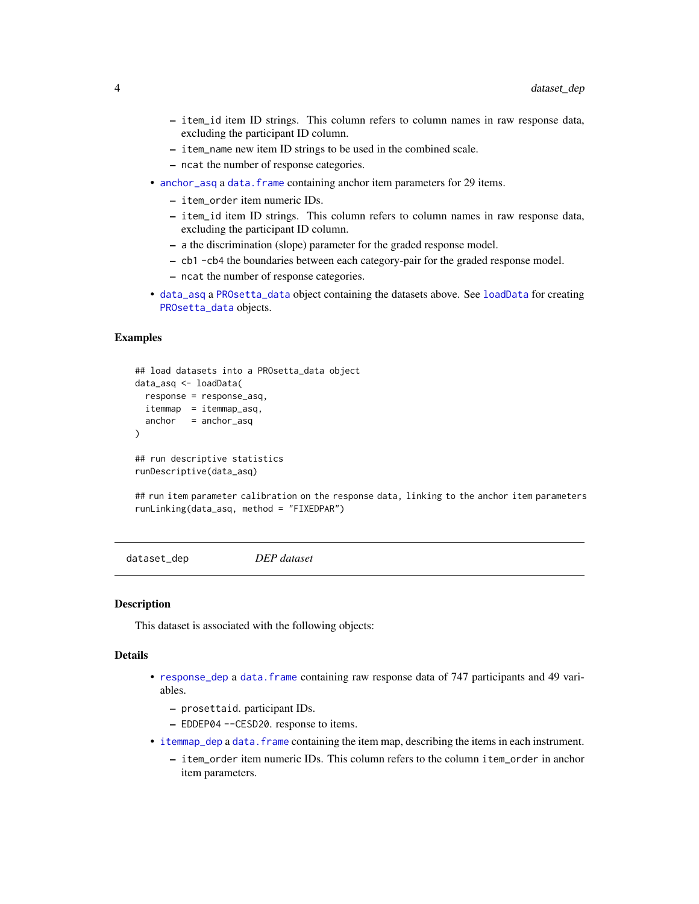- item_id item ID strings. This column refers to column names in raw response data, excluding the participant ID column.
  - item_name new item ID strings to be used in the combined scale.
  - ncat the number of response categories.
- anchor_asq a data.frame containing anchor item parameters for 29 items.
  - item_order item numeric IDs.
  - item_id item ID strings. This column refers to column names in raw response data, excluding the participant ID column.
  - a the discrimination (slope) parameter for the graded response model.
  - cb1 -cb4 the boundaries between each category-pair for the graded response model.
  - ncat the number of response categories.
- data_asq a PROsetta_data object containing the datasets above. See loadData for creating PROsetta_data objects.

### Examples

```
## load datasets into a PROsetta_data object
data_asq <- loadData(
  response = response_asq,
  itemmap  = itemmap_asq,
  anchor   = anchor_asq
)

## run descriptive statistics
runDescriptive(data_asq)

## run item parameter calibration on the response data, linking to the anchor item parameters
runLinking(data_asq, method = "FIXEDPAR")
```

---

## dataset_dep &nbsp;&nbsp;&nbsp;&nbsp;&nbsp; *DEP dataset*

---

### Description

This dataset is associated with the following objects:

### Details

- response_dep a data.frame containing raw response data of 747 participants and 49 variables.
  - prosettaid. participant IDs.
  - EDDEP04 --CESD20. response to items.
- itemmap_dep a data.frame containing the item map, describing the items in each instrument.
  - item_order item numeric IDs. This column refers to the column item_order in anchor item parameters.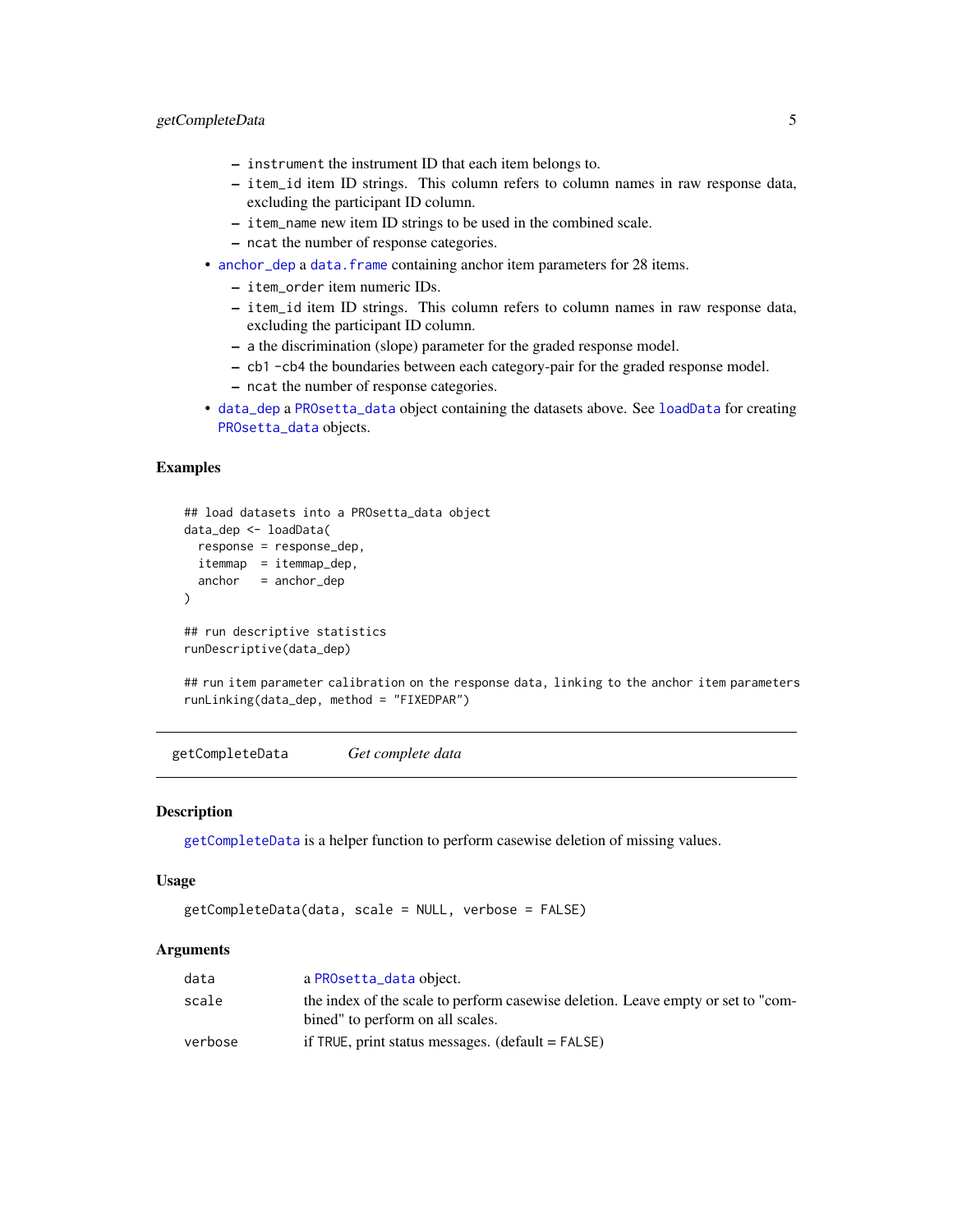- `instrument` the instrument ID that each item belongs to.
  - `item_id` item ID strings. This column refers to column names in raw response data, excluding the participant ID column.
  - `item_name` new item ID strings to be used in the combined scale.
  - `ncat` the number of response categories.
- `anchor_dep` a `data.frame` containing anchor item parameters for 28 items.
  - `item_order` item numeric IDs.
  - `item_id` item ID strings. This column refers to column names in raw response data, excluding the participant ID column.
  - `a` the discrimination (slope) parameter for the graded response model.
  - `cb1` -`cb4` the boundaries between each category-pair for the graded response model.
  - `ncat` the number of response categories.
- `data_dep` a `PROsetta_data` object containing the datasets above. See `loadData` for creating `PROsetta_data` objects.

### Examples

```
## load datasets into a PROsetta_data object
data_dep <- loadData(
  response = response_dep,
  itemmap  = itemmap_dep,
  anchor   = anchor_dep
)

## run descriptive statistics
runDescriptive(data_dep)

## run item parameter calibration on the response data, linking to the anchor item parameters
runLinking(data_dep, method = "FIXEDPAR")
```

---

## getCompleteData *Get complete data*

### Description

`getCompleteData` is a helper function to perform casewise deletion of missing values.

### Usage

```
getCompleteData(data, scale = NULL, verbose = FALSE)
```

### Arguments

| | |
|---|---|
| `data` | a `PROsetta_data` object. |
| `scale` | the index of the scale to perform casewise deletion. Leave empty or set to "combined" to perform on all scales. |
| `verbose` | if `TRUE`, print status messages. (default = `FALSE`) |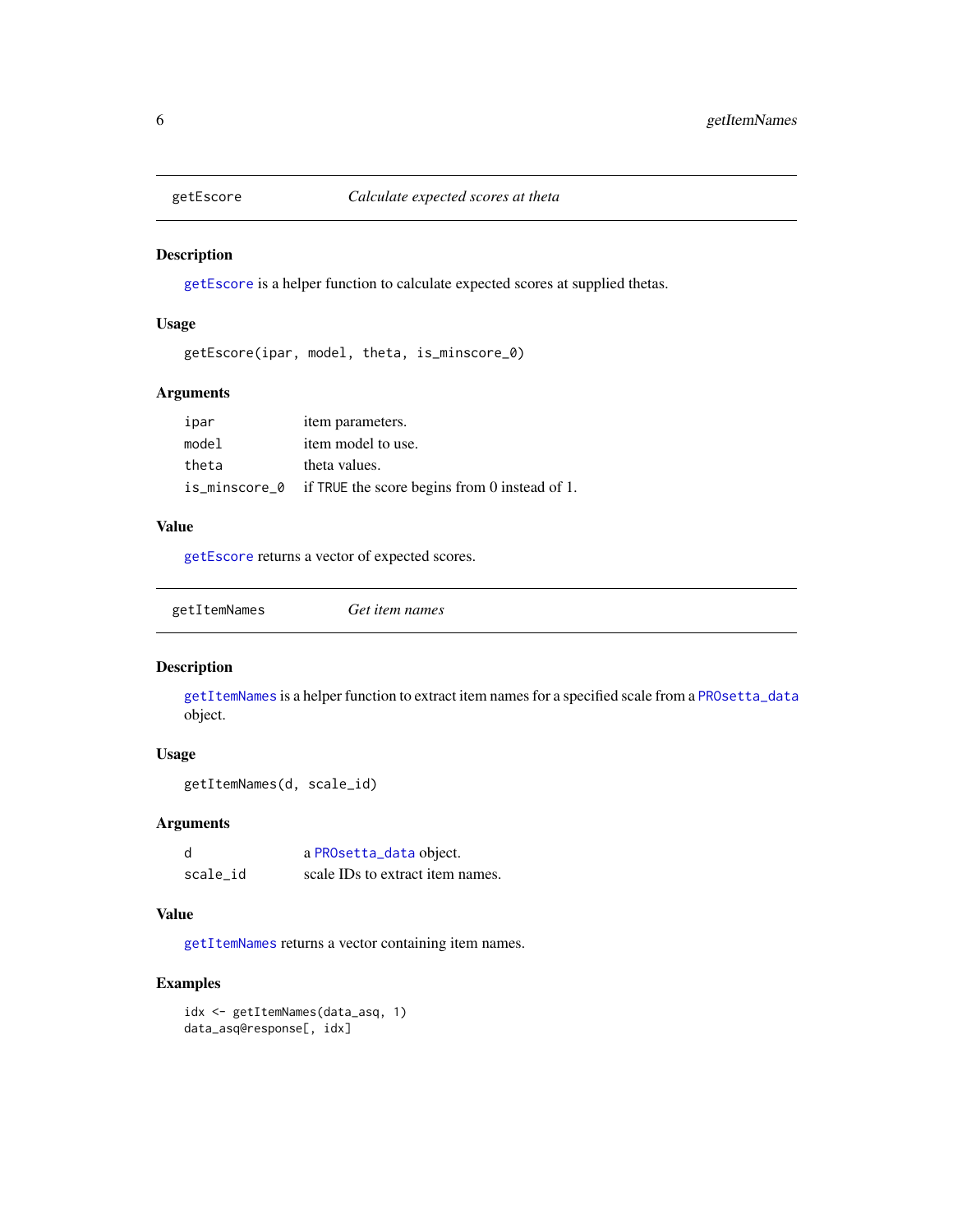## getEscore — *Calculate expected scores at theta*

### Description

getEscore is a helper function to calculate expected scores at supplied thetas.

### Usage

```
getEscore(ipar, model, theta, is_minscore_0)
```

### Arguments

| | |
|---|---|
| ipar | item parameters. |
| model | item model to use. |
| theta | theta values. |
| is_minscore_0 | if TRUE the score begins from 0 instead of 1. |

### Value

getEscore returns a vector of expected scores.

## getItemNames — *Get item names*

### Description

getItemNames is a helper function to extract item names for a specified scale from a PROsetta_data object.

### Usage

```
getItemNames(d, scale_id)
```

### Arguments

| | |
|---|---|
| d | a PROsetta_data object. |
| scale_id | scale IDs to extract item names. |

### Value

getItemNames returns a vector containing item names.

### Examples

```
idx <- getItemNames(data_asq, 1)
data_asq@response[, idx]
```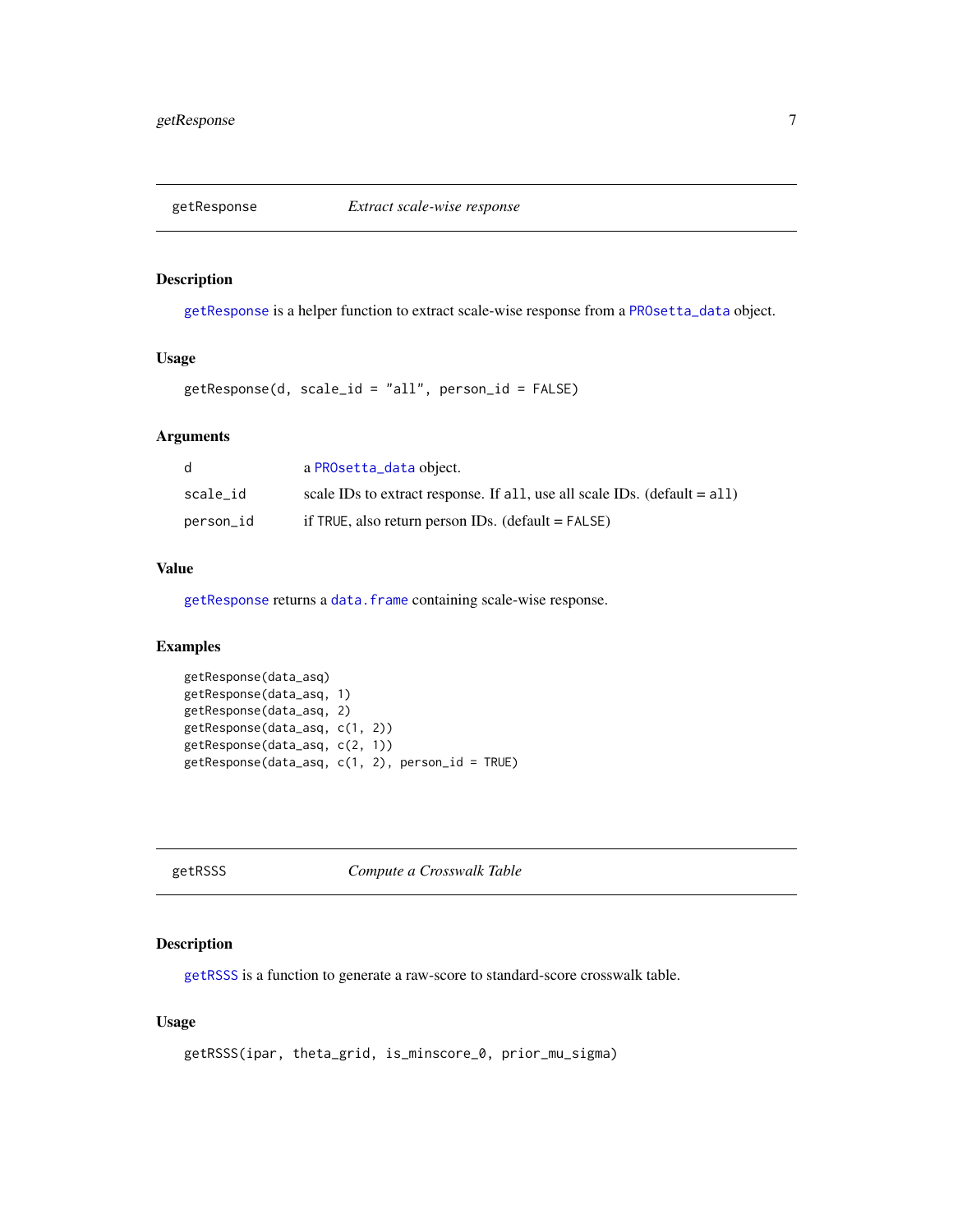## getResponse — *Extract scale-wise response*

### Description

getResponse is a helper function to extract scale-wise response from a PROsetta_data object.

### Usage

```
getResponse(d, scale_id = "all", person_id = FALSE)
```

### Arguments

| | |
|---|---|
| d | a PROsetta_data object. |
| scale_id | scale IDs to extract response. If all, use all scale IDs. (default = all) |
| person_id | if TRUE, also return person IDs. (default = FALSE) |

### Value

getResponse returns a data.frame containing scale-wise response.

### Examples

```
getResponse(data_asq)
getResponse(data_asq, 1)
getResponse(data_asq, 2)
getResponse(data_asq, c(1, 2))
getResponse(data_asq, c(2, 1))
getResponse(data_asq, c(1, 2), person_id = TRUE)
```

## getRSSS — *Compute a Crosswalk Table*

### Description

getRSSS is a function to generate a raw-score to standard-score crosswalk table.

### Usage

```
getRSSS(ipar, theta_grid, is_minscore_0, prior_mu_sigma)
```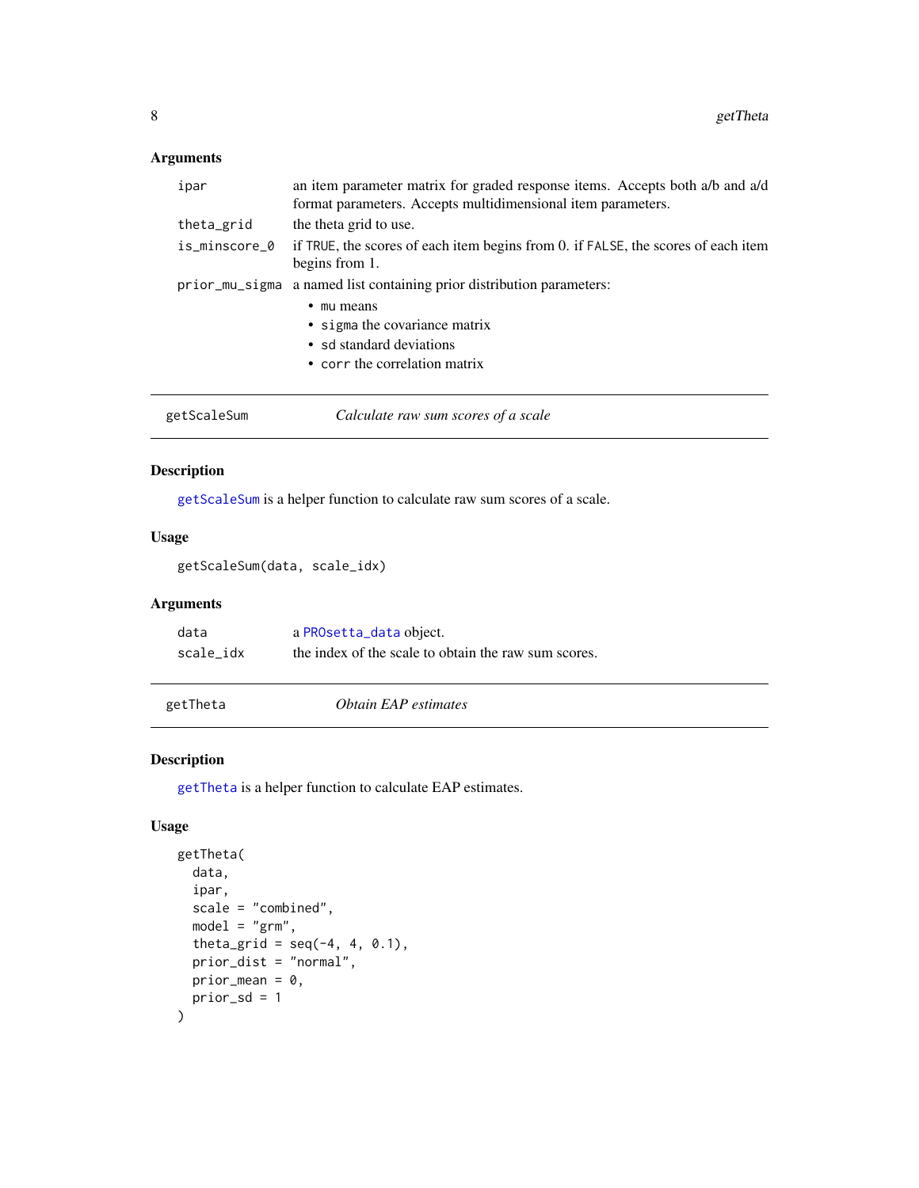## Arguments

- `ipar` — an item parameter matrix for graded response items. Accepts both a/b and a/d format parameters. Accepts multidimensional item parameters.
- `theta_grid` — the theta grid to use.
- `is_minscore_0` — if `TRUE`, the scores of each item begins from 0. if `FALSE`, the scores of each item begins from 1.
- `prior_mu_sigma` — a named list containing prior distribution parameters:
  - `mu` means
  - `sigma` the covariance matrix
  - `sd` standard deviations
  - `corr` the correlation matrix

---

# getScaleSum — *Calculate raw sum scores of a scale*

## Description

`getScaleSum` is a helper function to calculate raw sum scores of a scale.

## Usage

```
getScaleSum(data, scale_idx)
```

## Arguments

- `data` — a `PROsetta_data` object.
- `scale_idx` — the index of the scale to obtain the raw sum scores.

---

# getTheta — *Obtain EAP estimates*

## Description

`getTheta` is a helper function to calculate EAP estimates.

## Usage

```
getTheta(
  data,
  ipar,
  scale = "combined",
  model = "grm",
  theta_grid = seq(-4, 4, 0.1),
  prior_dist = "normal",
  prior_mean = 0,
  prior_sd = 1
)
```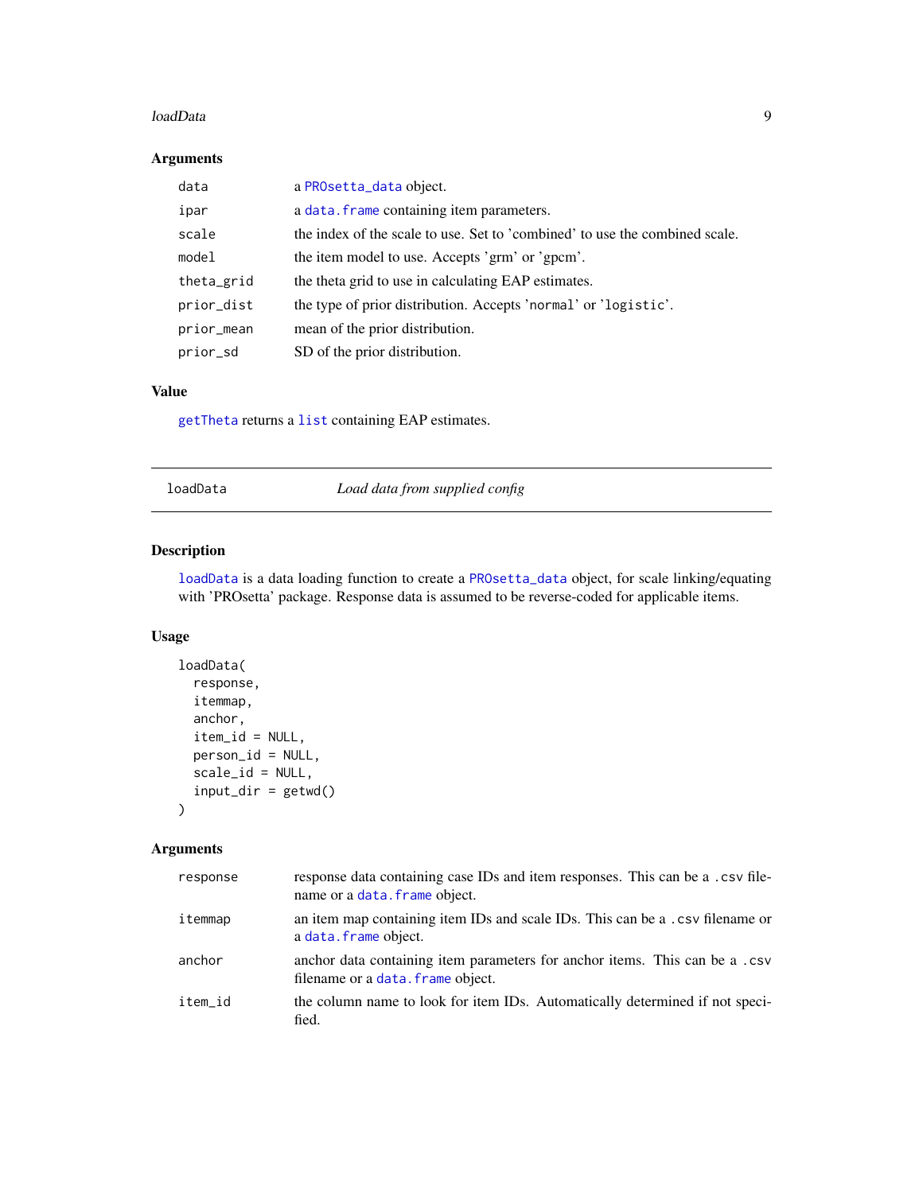## Arguments

| | |
|---|---|
| `data` | a `PROsetta_data` object. |
| `ipar` | a `data.frame` containing item parameters. |
| `scale` | the index of the scale to use. Set to 'combined' to use the combined scale. |
| `model` | the item model to use. Accepts 'grm' or 'gpcm'. |
| `theta_grid` | the theta grid to use in calculating EAP estimates. |
| `prior_dist` | the type of prior distribution. Accepts '`normal`' or '`logistic`'. |
| `prior_mean` | mean of the prior distribution. |
| `prior_sd` | SD of the prior distribution. |

## Value

`getTheta` returns a `list` containing EAP estimates.

---

# loadData — *Load data from supplied config*

---

## Description

`loadData` is a data loading function to create a `PROsetta_data` object, for scale linking/equating with 'PROsetta' package. Response data is assumed to be reverse-coded for applicable items.

## Usage

```
loadData(
  response,
  itemmap,
  anchor,
  item_id = NULL,
  person_id = NULL,
  scale_id = NULL,
  input_dir = getwd()
)
```

## Arguments

| | |
|---|---|
| `response` | response data containing case IDs and item responses. This can be a `.csv` filename or a `data.frame` object. |
| `itemmap` | an item map containing item IDs and scale IDs. This can be a `.csv` filename or a `data.frame` object. |
| `anchor` | anchor data containing item parameters for anchor items. This can be a `.csv` filename or a `data.frame` object. |
| `item_id` | the column name to look for item IDs. Automatically determined if not specified. |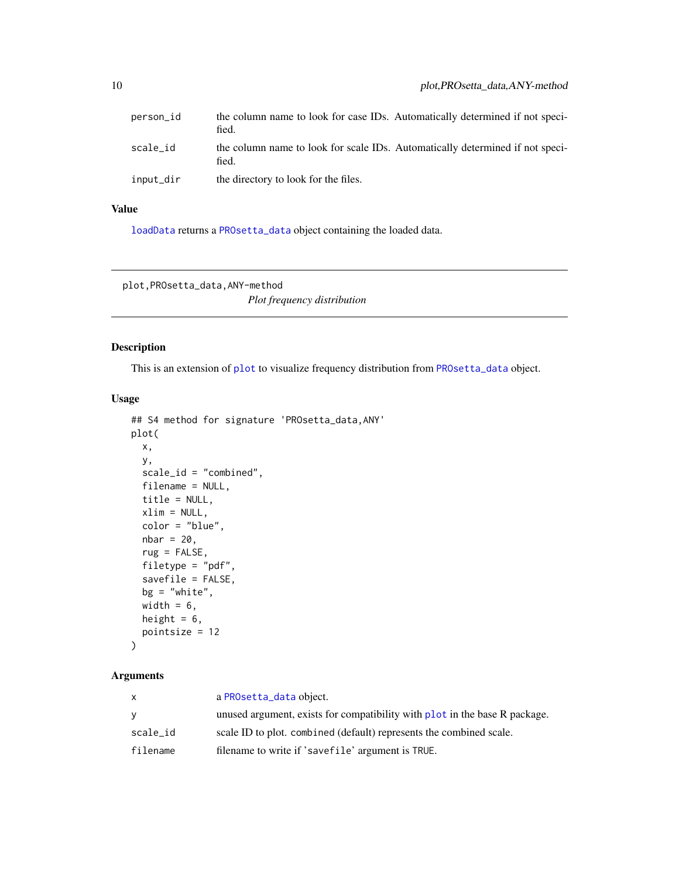| | |
|---|---|
| person_id | the column name to look for case IDs. Automatically determined if not specified. |
| scale_id | the column name to look for scale IDs. Automatically determined if not specified. |
| input_dir | the directory to look for the files. |

### Value

loadData returns a PROsetta_data object containing the loaded data.

---

## plot,PROsetta_data,ANY-method

*Plot frequency distribution*

---

### Description

This is an extension of plot to visualize frequency distribution from PROsetta_data object.

### Usage

```
## S4 method for signature 'PROsetta_data,ANY'
plot(
  x,
  y,
  scale_id = "combined",
  filename = NULL,
  title = NULL,
  xlim = NULL,
  color = "blue",
  nbar = 20,
  rug = FALSE,
  filetype = "pdf",
  savefile = FALSE,
  bg = "white",
  width = 6,
  height = 6,
  pointsize = 12
)
```

### Arguments

| | |
|---|---|
| x | a PROsetta_data object. |
| y | unused argument, exists for compatibility with plot in the base R package. |
| scale_id | scale ID to plot. combined (default) represents the combined scale. |
| filename | filename to write if 'savefile' argument is TRUE. |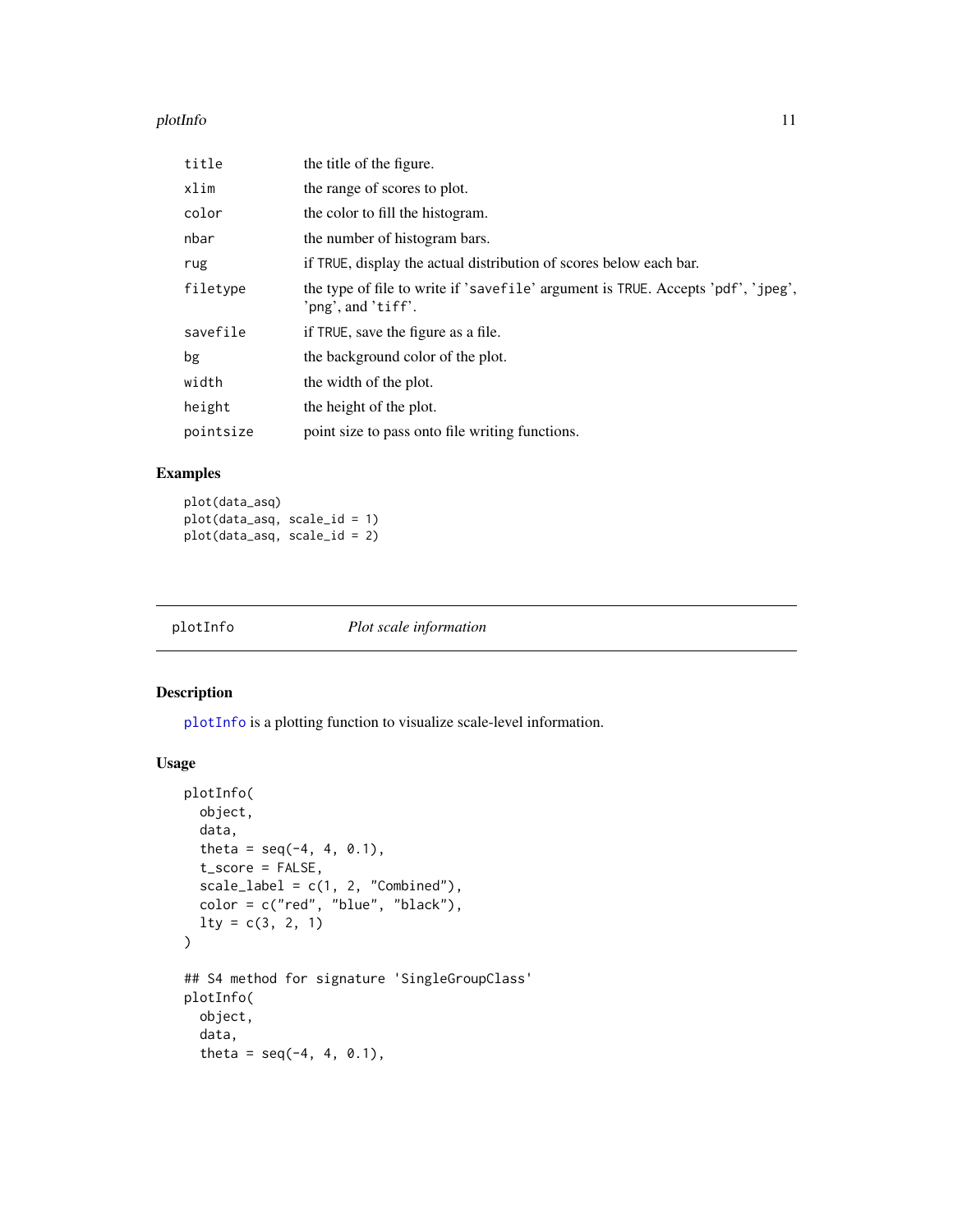| | |
|---|---|
| title | the title of the figure. |
| xlim | the range of scores to plot. |
| color | the color to fill the histogram. |
| nbar | the number of histogram bars. |
| rug | if TRUE, display the actual distribution of scores below each bar. |
| filetype | the type of file to write if 'savefile' argument is TRUE. Accepts 'pdf', 'jpeg', 'png', and 'tiff'. |
| savefile | if TRUE, save the figure as a file. |
| bg | the background color of the plot. |
| width | the width of the plot. |
| height | the height of the plot. |
| pointsize | point size to pass onto file writing functions. |

## Examples

```
plot(data_asq)
plot(data_asq, scale_id = 1)
plot(data_asq, scale_id = 2)
```

---

# plotInfo *Plot scale information*

---

## Description

plotInfo is a plotting function to visualize scale-level information.

## Usage

```
plotInfo(
  object,
  data,
  theta = seq(-4, 4, 0.1),
  t_score = FALSE,
  scale_label = c(1, 2, "Combined"),
  color = c("red", "blue", "black"),
  lty = c(3, 2, 1)
)

## S4 method for signature 'SingleGroupClass'
plotInfo(
  object,
  data,
  theta = seq(-4, 4, 0.1),
```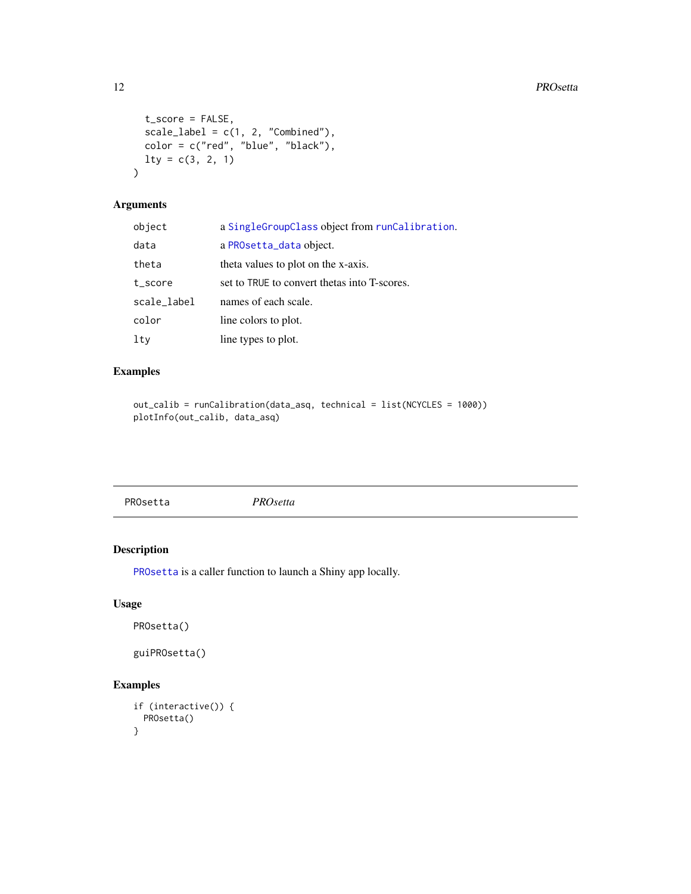```
  t_score = FALSE,
  scale_label = c(1, 2, "Combined"),
  color = c("red", "blue", "black"),
  lty = c(3, 2, 1)
)
```

## Arguments

| | |
|---|---|
| `object` | a `SingleGroupClass` object from `runCalibration`. |
| `data` | a `PROsetta_data` object. |
| `theta` | theta values to plot on the x-axis. |
| `t_score` | set to `TRUE` to convert thetas into T-scores. |
| `scale_label` | names of each scale. |
| `color` | line colors to plot. |
| `lty` | line types to plot. |

## Examples

```
out_calib = runCalibration(data_asq, technical = list(NCYCLES = 1000))
plotInfo(out_calib, data_asq)
```

---

# PROsetta *PROsetta*

---

## Description

`PROsetta` is a caller function to launch a Shiny app locally.

## Usage

```
PROsetta()

guiPROsetta()
```

## Examples

```
if (interactive()) {
  PROsetta()
}
```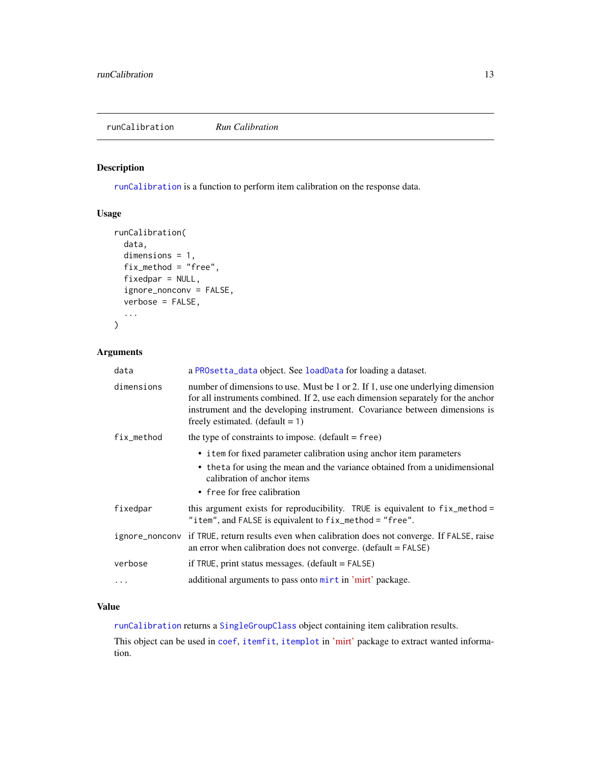# runCalibration — *Run Calibration*

## Description

runCalibration is a function to perform item calibration on the response data.

## Usage

```
runCalibration(
  data,
  dimensions = 1,
  fix_method = "free",
  fixedpar = NULL,
  ignore_nonconv = FALSE,
  verbose = FALSE,
  ...
)
```

## Arguments

| | |
|---|---|
| data | a PROsetta_data object. See loadData for loading a dataset. |
| dimensions | number of dimensions to use. Must be 1 or 2. If 1, use one underlying dimension for all instruments combined. If 2, use each dimension separately for the anchor instrument and the developing instrument. Covariance between dimensions is freely estimated. (default = 1) |
| fix_method | the type of constraints to impose. (default = free)<br>• item for fixed parameter calibration using anchor item parameters<br>• theta for using the mean and the variance obtained from a unidimensional calibration of anchor items<br>• free for free calibration |
| fixedpar | this argument exists for reproducibility. TRUE is equivalent to fix_method = "item", and FALSE is equivalent to fix_method = "free". |
| ignore_nonconv | if TRUE, return results even when calibration does not converge. If FALSE, raise an error when calibration does not converge. (default = FALSE) |
| verbose | if TRUE, print status messages. (default = FALSE) |
| ... | additional arguments to pass onto mirt in 'mirt' package. |

## Value

runCalibration returns a SingleGroupClass object containing item calibration results.

This object can be used in coef, itemfit, itemplot in 'mirt' package to extract wanted information.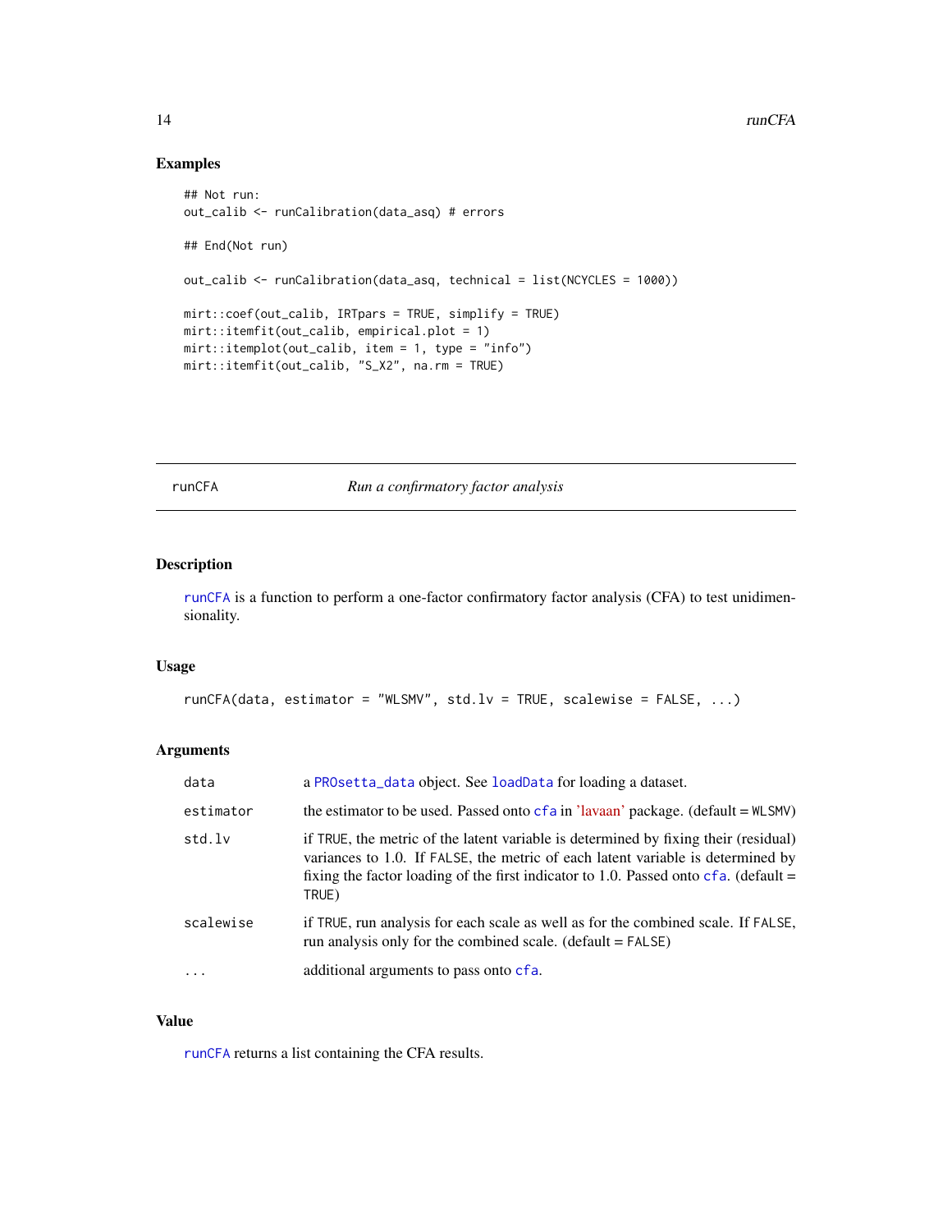## Examples

```
## Not run:
out_calib <- runCalibration(data_asq) # errors

## End(Not run)

out_calib <- runCalibration(data_asq, technical = list(NCYCLES = 1000))

mirt::coef(out_calib, IRTpars = TRUE, simplify = TRUE)
mirt::itemfit(out_calib, empirical.plot = 1)
mirt::itemplot(out_calib, item = 1, type = "info")
mirt::itemfit(out_calib, "S_X2", na.rm = TRUE)
```

---

# runCFA — *Run a confirmatory factor analysis*

---

## Description

runCFA is a function to perform a one-factor confirmatory factor analysis (CFA) to test unidimensionality.

## Usage

```
runCFA(data, estimator = "WLSMV", std.lv = TRUE, scalewise = FALSE, ...)
```

## Arguments

| | |
|---|---|
| data | a PROsetta_data object. See loadData for loading a dataset. |
| estimator | the estimator to be used. Passed onto cfa in 'lavaan' package. (default = WLSMV) |
| std.lv | if TRUE, the metric of the latent variable is determined by fixing their (residual) variances to 1.0. If FALSE, the metric of each latent variable is determined by fixing the factor loading of the first indicator to 1.0. Passed onto cfa. (default = TRUE) |
| scalewise | if TRUE, run analysis for each scale as well as for the combined scale. If FALSE, run analysis only for the combined scale. (default = FALSE) |
| ... | additional arguments to pass onto cfa. |

## Value

runCFA returns a list containing the CFA results.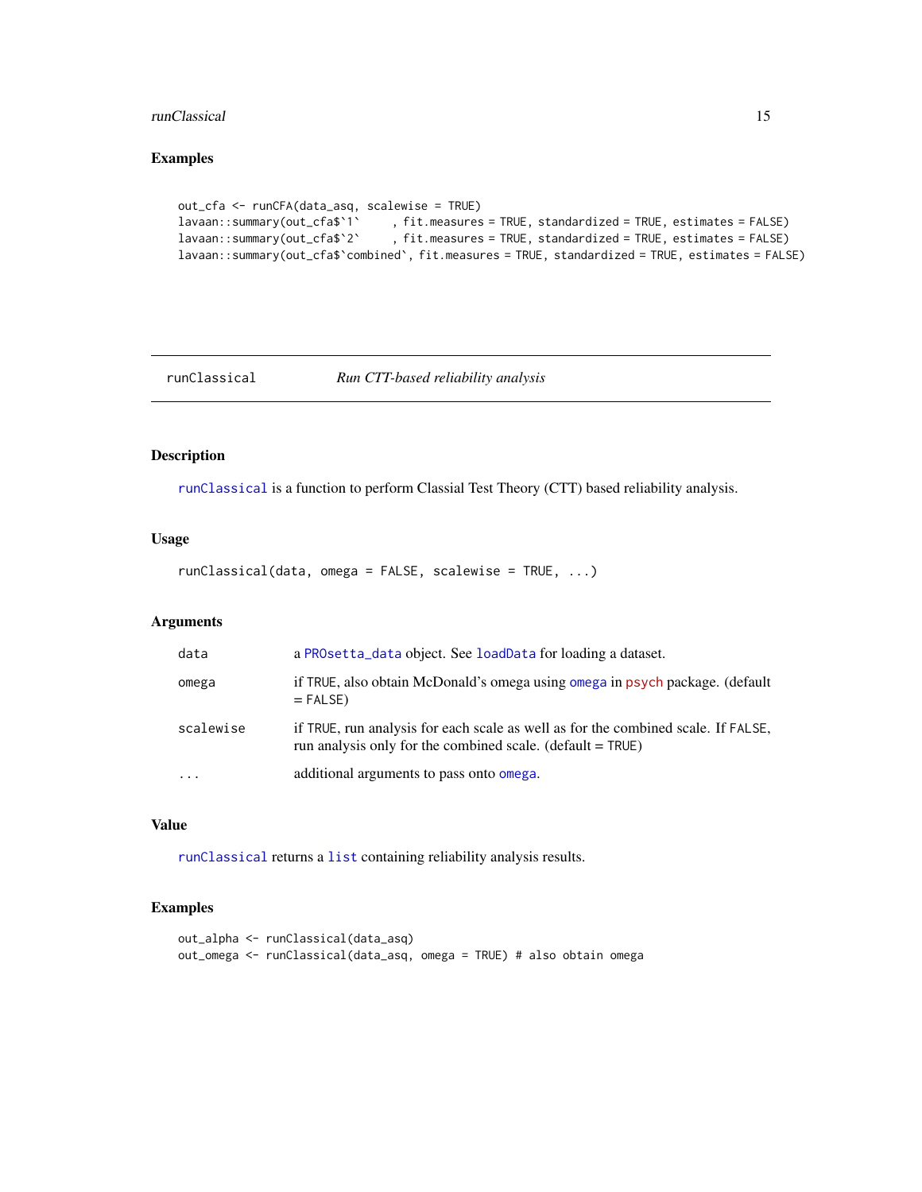## Examples

```
out_cfa <- runCFA(data_asq, scalewise = TRUE)
lavaan::summary(out_cfa$`1`      , fit.measures = TRUE, standardized = TRUE, estimates = FALSE)
lavaan::summary(out_cfa$`2`      , fit.measures = TRUE, standardized = TRUE, estimates = FALSE)
lavaan::summary(out_cfa$`combined`, fit.measures = TRUE, standardized = TRUE, estimates = FALSE)
```

---

# runClassical &nbsp;&nbsp;&nbsp;&nbsp; *Run CTT-based reliability analysis*

---

## Description

runClassical is a function to perform Classial Test Theory (CTT) based reliability analysis.

## Usage

```
runClassical(data, omega = FALSE, scalewise = TRUE, ...)
```

## Arguments

| | |
|---|---|
| data | a PROsetta_data object. See loadData for loading a dataset. |
| omega | if TRUE, also obtain McDonald's omega using omega in psych package. (default = FALSE) |
| scalewise | if TRUE, run analysis for each scale as well as for the combined scale. If FALSE, run analysis only for the combined scale. (default = TRUE) |
| ... | additional arguments to pass onto omega. |

## Value

runClassical returns a list containing reliability analysis results.

## Examples

```
out_alpha <- runClassical(data_asq)
out_omega <- runClassical(data_asq, omega = TRUE) # also obtain omega
```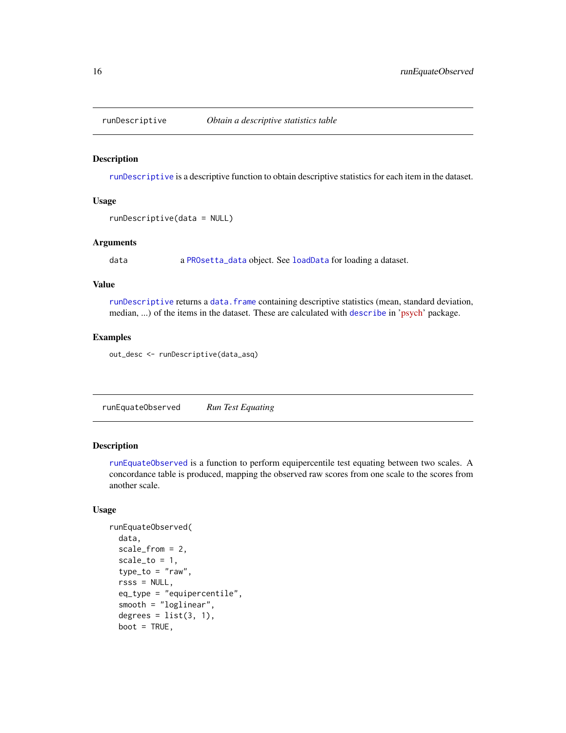## runDescriptive — *Obtain a descriptive statistics table*

### Description

runDescriptive is a descriptive function to obtain descriptive statistics for each item in the dataset.

### Usage

```
runDescriptive(data = NULL)
```

### Arguments

| | |
|---|---|
| data | a PROsetta_data object. See loadData for loading a dataset. |

### Value

runDescriptive returns a data.frame containing descriptive statistics (mean, standard deviation, median, ...) of the items in the dataset. These are calculated with describe in 'psych' package.

### Examples

```
out_desc <- runDescriptive(data_asq)
```

## runEquateObserved — *Run Test Equating*

### Description

runEquateObserved is a function to perform equipercentile test equating between two scales. A concordance table is produced, mapping the observed raw scores from one scale to the scores from another scale.

### Usage

```
runEquateObserved(
  data,
  scale_from = 2,
  scale_to = 1,
  type_to = "raw",
  rsss = NULL,
  eq_type = "equipercentile",
  smooth = "loglinear",
  degrees = list(3, 1),
  boot = TRUE,
```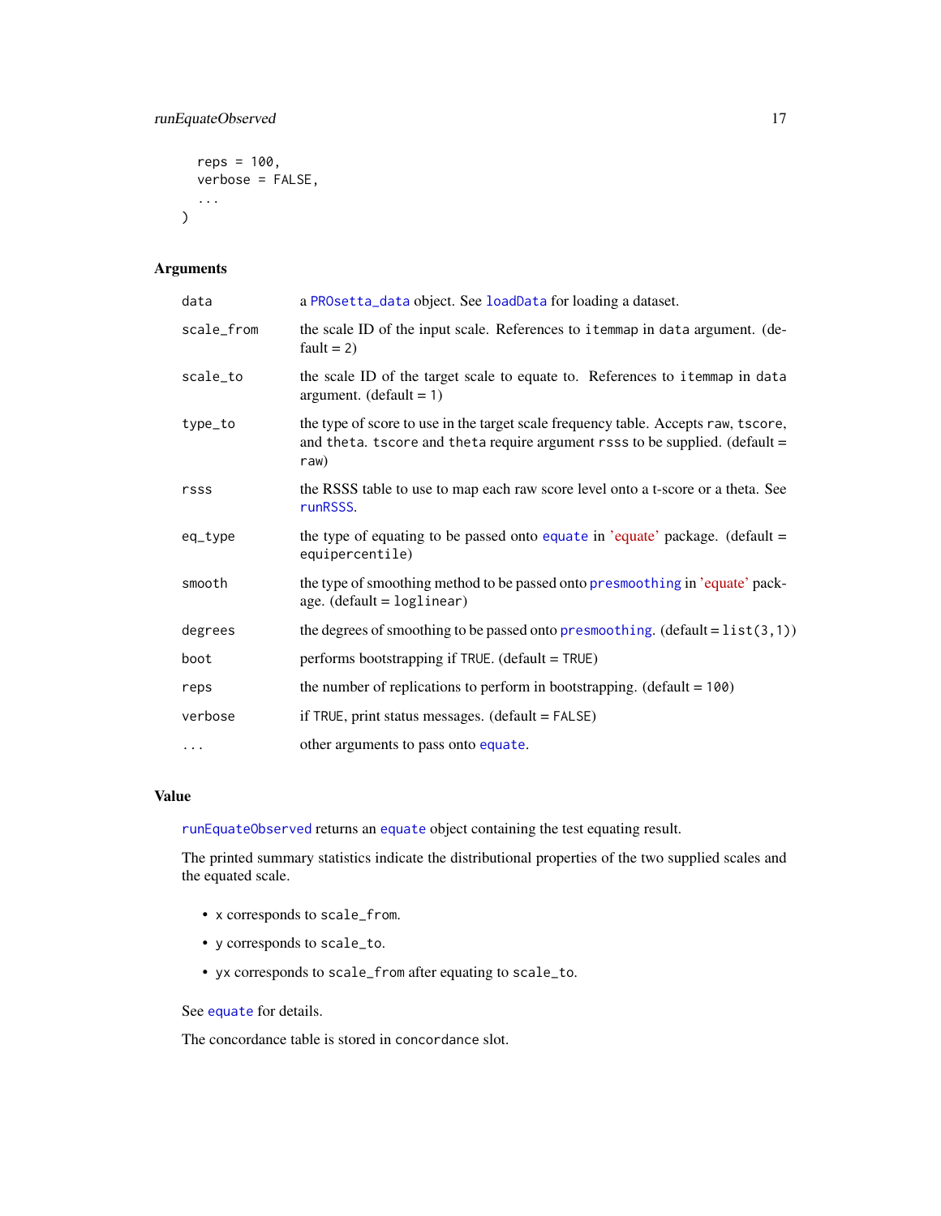```
  reps = 100,
  verbose = FALSE,
  ...
)
```

## Arguments

| | |
|---|---|
| data | a PROsetta_data object. See loadData for loading a dataset. |
| scale_from | the scale ID of the input scale. References to itemmap in data argument. (default = 2) |
| scale_to | the scale ID of the target scale to equate to. References to itemmap in data argument. (default = 1) |
| type_to | the type of score to use in the target scale frequency table. Accepts raw, tscore, and theta. tscore and theta require argument rsss to be supplied. (default = raw) |
| rsss | the RSSS table to use to map each raw score level onto a t-score or a theta. See runRSSS. |
| eq_type | the type of equating to be passed onto equate in 'equate' package. (default = equipercentile) |
| smooth | the type of smoothing method to be passed onto presmoothing in 'equate' package. (default = loglinear) |
| degrees | the degrees of smoothing to be passed onto presmoothing. (default = list(3,1)) |
| boot | performs bootstrapping if TRUE. (default = TRUE) |
| reps | the number of replications to perform in bootstrapping. (default = 100) |
| verbose | if TRUE, print status messages. (default = FALSE) |
| ... | other arguments to pass onto equate. |

## Value

runEquateObserved returns an equate object containing the test equating result.

The printed summary statistics indicate the distributional properties of the two supplied scales and the equated scale.

- x corresponds to scale_from.
- y corresponds to scale_to.
- yx corresponds to scale_from after equating to scale_to.

See equate for details.

The concordance table is stored in concordance slot.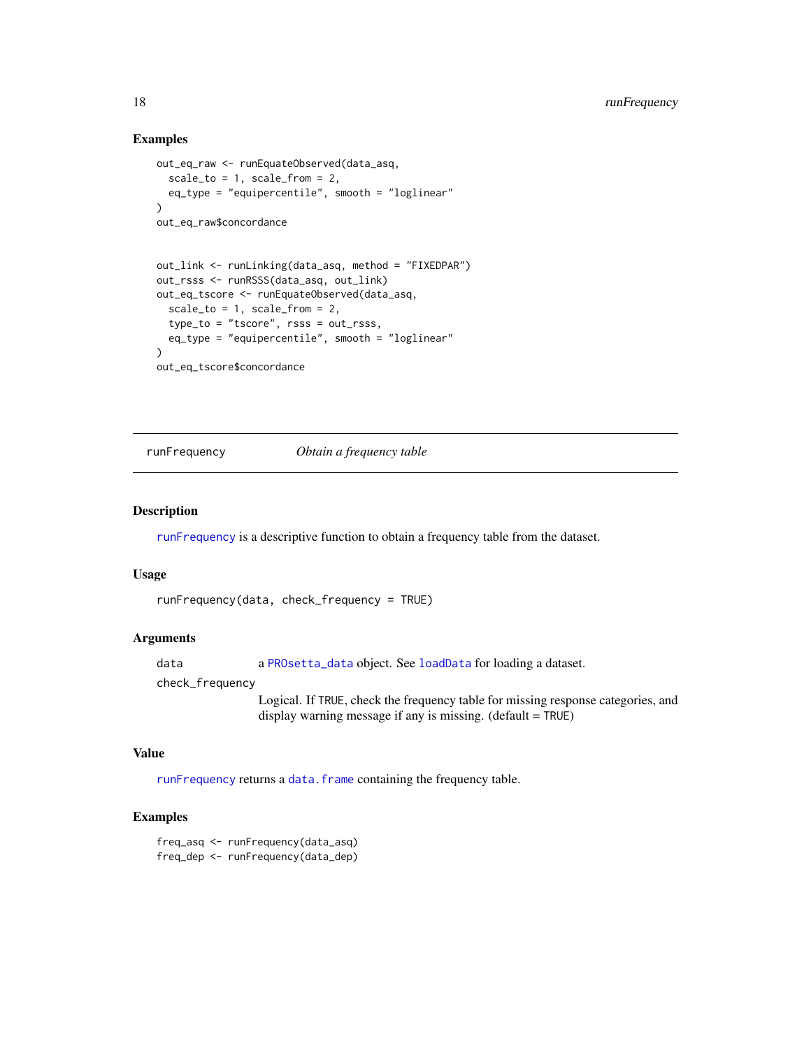### Examples

```
out_eq_raw <- runEquateObserved(data_asq,
  scale_to = 1, scale_from = 2,
  eq_type = "equipercentile", smooth = "loglinear"
)
out_eq_raw$concordance


out_link <- runLinking(data_asq, method = "FIXEDPAR")
out_rsss <- runRSSS(data_asq, out_link)
out_eq_tscore <- runEquateObserved(data_asq,
  scale_to = 1, scale_from = 2,
  type_to = "tscore", rsss = out_rsss,
  eq_type = "equipercentile", smooth = "loglinear"
)
out_eq_tscore$concordance
```

---

## runFrequency &nbsp;&nbsp;&nbsp;&nbsp; *Obtain a frequency table*

### Description

runFrequency is a descriptive function to obtain a frequency table from the dataset.

### Usage

```
runFrequency(data, check_frequency = TRUE)
```

### Arguments

| | |
|---|---|
| data | a PROsetta_data object. See loadData for loading a dataset. |
| check_frequency | Logical. If TRUE, check the frequency table for missing response categories, and display warning message if any is missing. (default = TRUE) |

### Value

runFrequency returns a data.frame containing the frequency table.

### Examples

```
freq_asq <- runFrequency(data_asq)
freq_dep <- runFrequency(data_dep)
```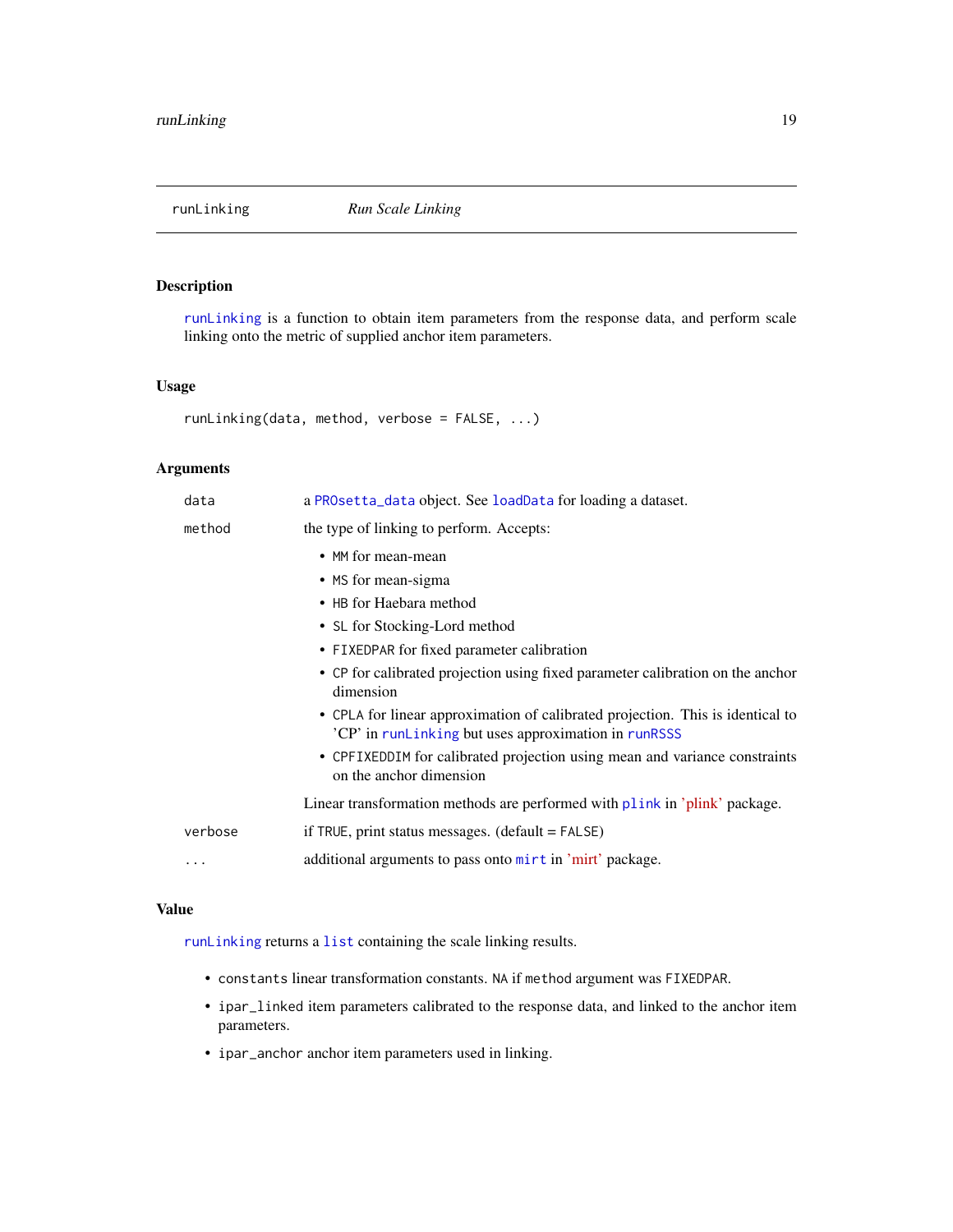## runLinking — *Run Scale Linking*

### Description

`runLinking` is a function to obtain item parameters from the response data, and perform scale linking onto the metric of supplied anchor item parameters.

### Usage

```
runLinking(data, method, verbose = FALSE, ...)
```

### Arguments

| | |
|---|---|
| `data` | a `PROsetta_data` object. See `loadData` for loading a dataset. |
| `method` | the type of linking to perform. Accepts:<br>• `MM` for mean-mean<br>• `MS` for mean-sigma<br>• `HB` for Haebara method<br>• `SL` for Stocking-Lord method<br>• `FIXEDPAR` for fixed parameter calibration<br>• `CP` for calibrated projection using fixed parameter calibration on the anchor dimension<br>• `CPLA` for linear approximation of calibrated projection. This is identical to 'CP' in `runLinking` but uses approximation in `runRSSS`<br>• `CPFIXEDDIM` for calibrated projection using mean and variance constraints on the anchor dimension<br><br>Linear transformation methods are performed with `plink` in 'plink' package. |
| `verbose` | if `TRUE`, print status messages. (default = `FALSE`) |
| `...` | additional arguments to pass onto `mirt` in 'mirt' package. |

### Value

`runLinking` returns a `list` containing the scale linking results.

- `constants` linear transformation constants. `NA` if `method` argument was `FIXEDPAR`.
- `ipar_linked` item parameters calibrated to the response data, and linked to the anchor item parameters.
- `ipar_anchor` anchor item parameters used in linking.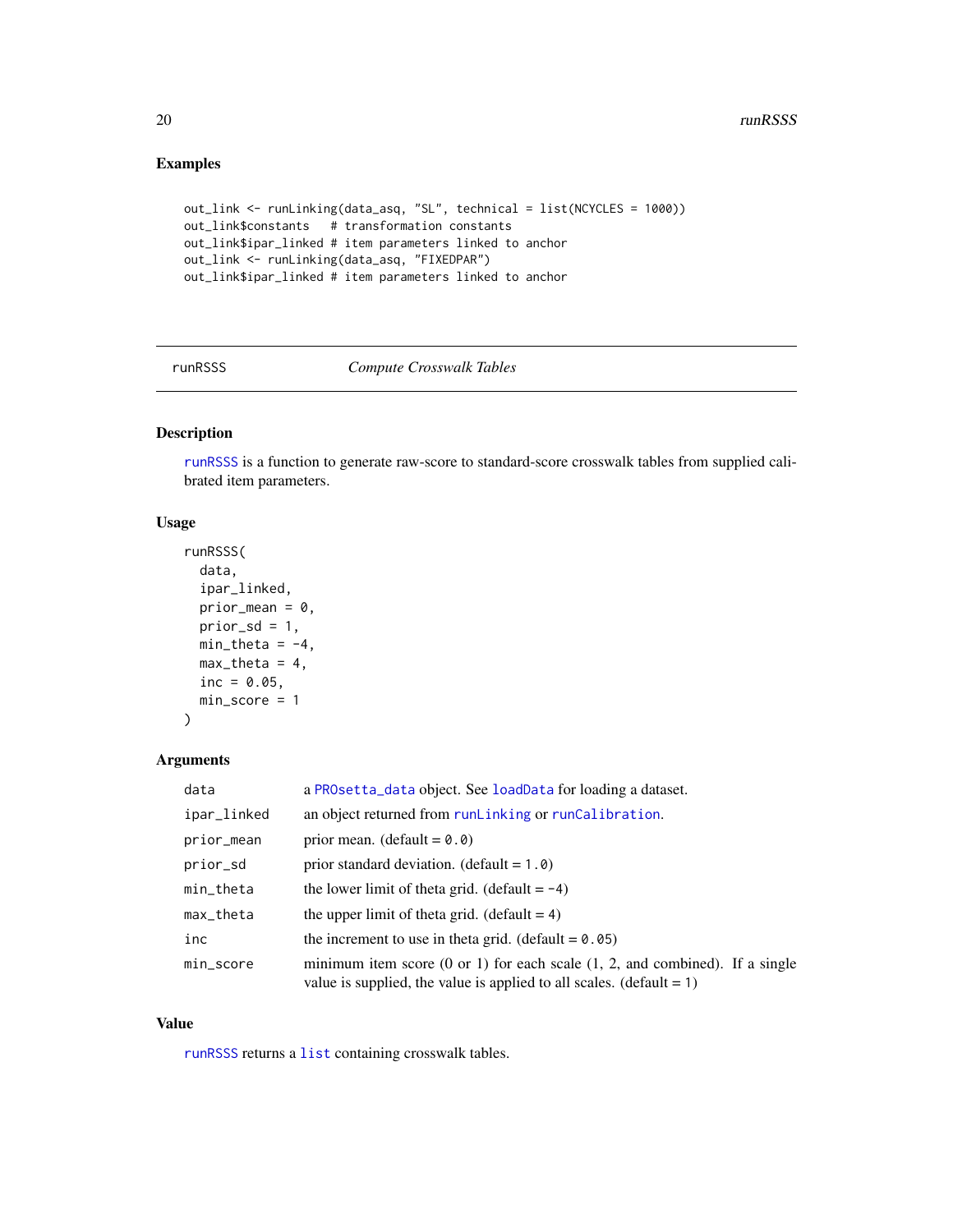## Examples

```
out_link <- runLinking(data_asq, "SL", technical = list(NCYCLES = 1000))
out_link$constants   # transformation constants
out_link$ipar_linked # item parameters linked to anchor
out_link <- runLinking(data_asq, "FIXEDPAR")
out_link$ipar_linked # item parameters linked to anchor
```

---

# runRSSS — *Compute Crosswalk Tables*

---

## Description

runRSSS is a function to generate raw-score to standard-score crosswalk tables from supplied calibrated item parameters.

## Usage

```
runRSSS(
  data,
  ipar_linked,
  prior_mean = 0,
  prior_sd = 1,
  min_theta = -4,
  max_theta = 4,
  inc = 0.05,
  min_score = 1
)
```

## Arguments

| | |
|---|---|
| data | a PROsetta_data object. See loadData for loading a dataset. |
| ipar_linked | an object returned from runLinking or runCalibration. |
| prior_mean | prior mean. (default = 0.0) |
| prior_sd | prior standard deviation. (default = 1.0) |
| min_theta | the lower limit of theta grid. (default = -4) |
| max_theta | the upper limit of theta grid. (default = 4) |
| inc | the increment to use in theta grid. (default = 0.05) |
| min_score | minimum item score (0 or 1) for each scale (1, 2, and combined). If a single value is supplied, the value is applied to all scales. (default = 1) |

## Value

runRSSS returns a list containing crosswalk tables.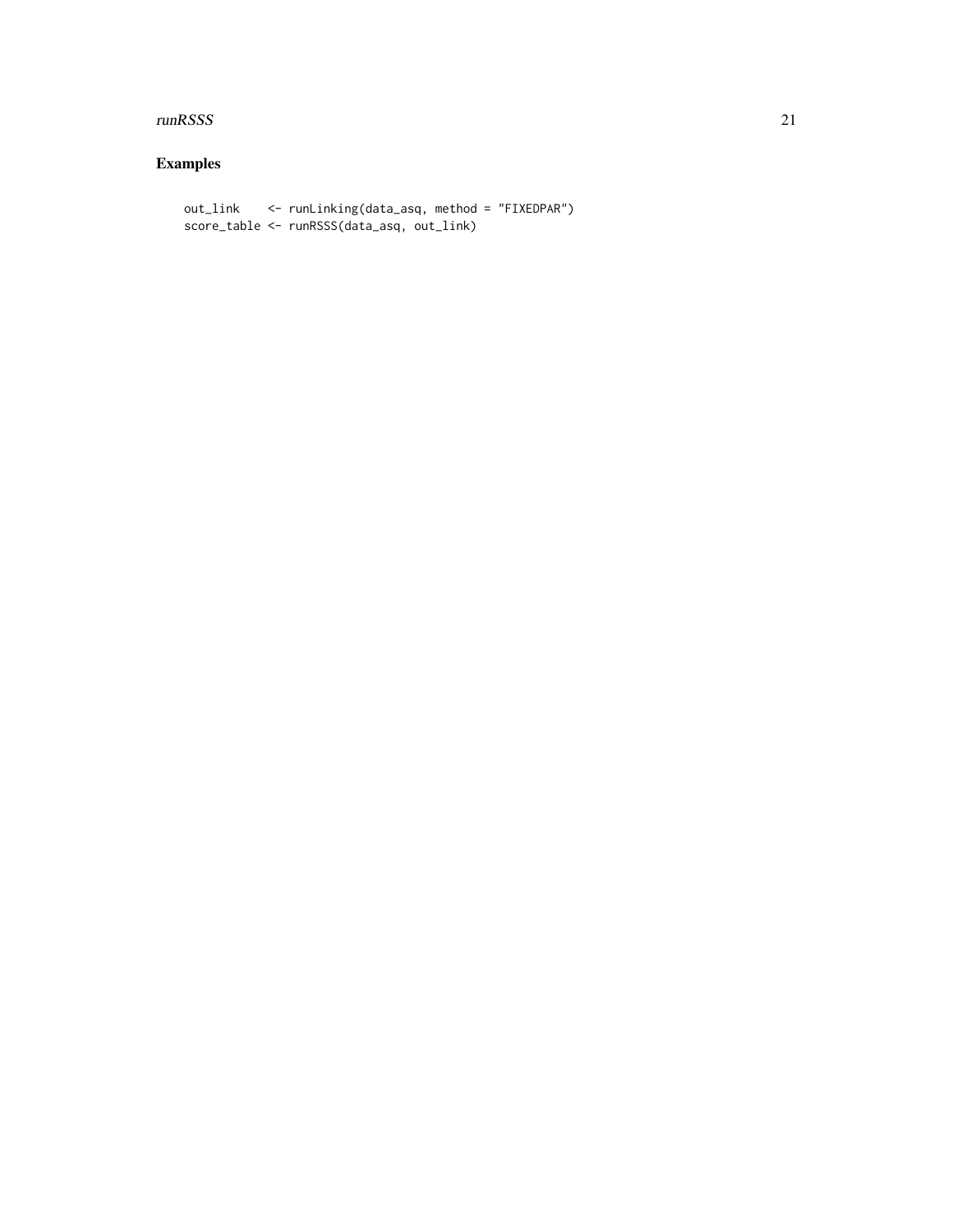## Examples

```
out_link    <- runLinking(data_asq, method = "FIXEDPAR")
score_table <- runRSSS(data_asq, out_link)
```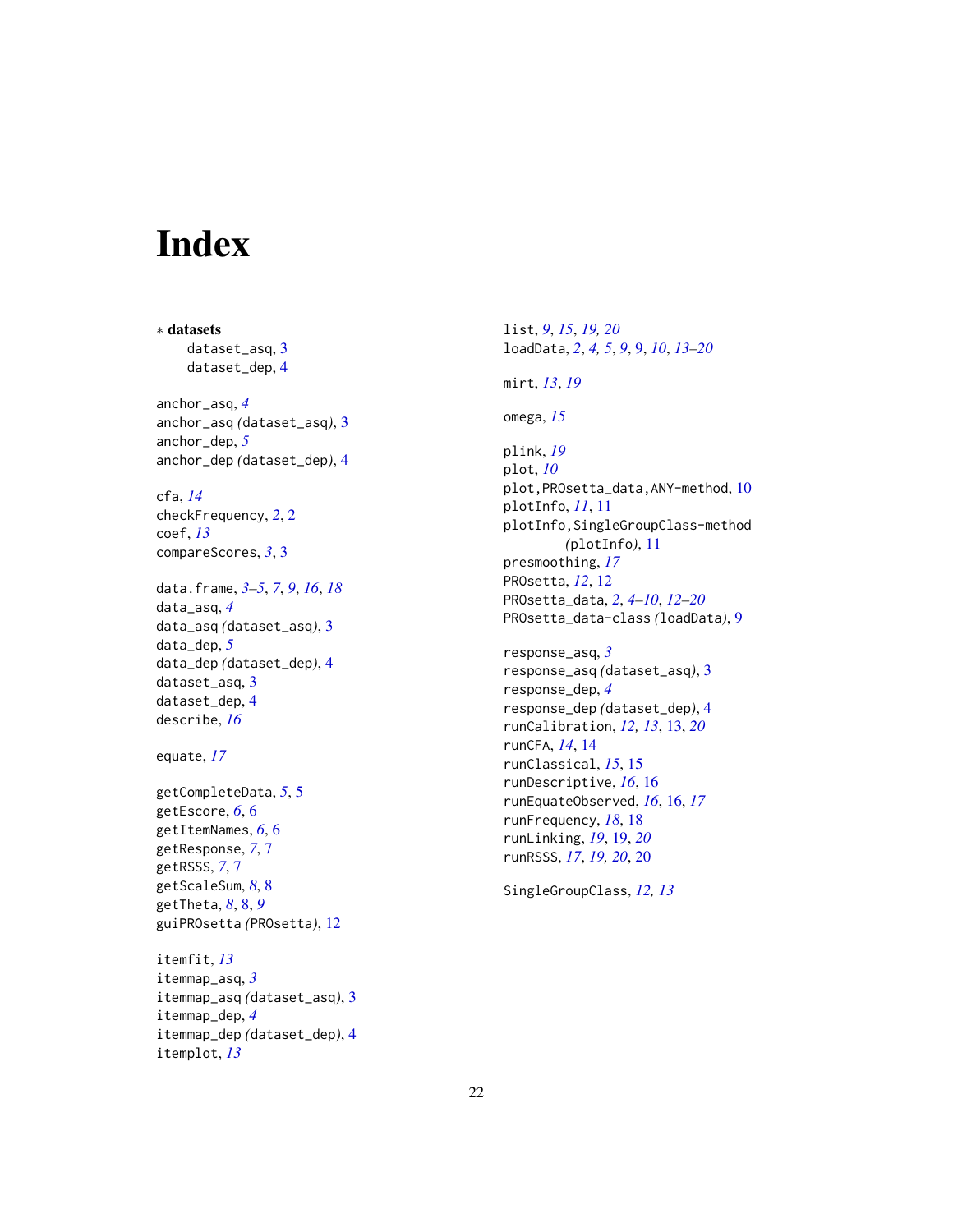# Index

\* **datasets**

- dataset_asq, 3
- dataset_dep, 4

anchor_asq, *4*
anchor_asq (dataset_asq), 3
anchor_dep, *5*
anchor_dep (dataset_dep), 4

cfa, *14*
checkFrequency, *2*, 2
coef, *13*
compareScores, *3*, 3

data.frame, *3–5*, *7*, *9*, *16*, *18*
data_asq, *4*
data_asq (dataset_asq), 3
data_dep, *5*
data_dep (dataset_dep), 4
dataset_asq, 3
dataset_dep, 4
describe, *16*

equate, *17*

getCompleteData, *5*, 5
getEscore, *6*, 6
getItemNames, *6*, 6
getResponse, *7*, 7
getRSSS, *7*, 7
getScaleSum, *8*, 8
getTheta, *8*, 8, *9*
guiPROsetta (PROsetta), 12

itemfit, *13*
itemmap_asq, *3*
itemmap_asq (dataset_asq), 3
itemmap_dep, *4*
itemmap_dep (dataset_dep), 4
itemplot, *13*

list, *9*, *15*, *19, 20*
loadData, *2*, *4, 5*, *9*, 9, *10*, *13–20*

mirt, *13*, *19*

omega, *15*

plink, *19*
plot, *10*
plot,PROsetta_data,ANY-method, 10
plotInfo, *11*, 11
plotInfo,SingleGroupClass-method (plotInfo), 11
presmoothing, *17*
PROsetta, *12*, 12
PROsetta_data, *2*, *4–10*, *12–20*
PROsetta_data-class (loadData), 9

response_asq, *3*
response_asq (dataset_asq), 3
response_dep, *4*
response_dep (dataset_dep), 4
runCalibration, *12, 13*, 13, *20*
runCFA, *14*, 14
runClassical, *15*, 15
runDescriptive, *16*, 16
runEquateObserved, *16*, 16, *17*
runFrequency, *18*, 18
runLinking, *19*, 19, *20*
runRSSS, *17*, *19, 20*, 20

SingleGroupClass, *12, 13*